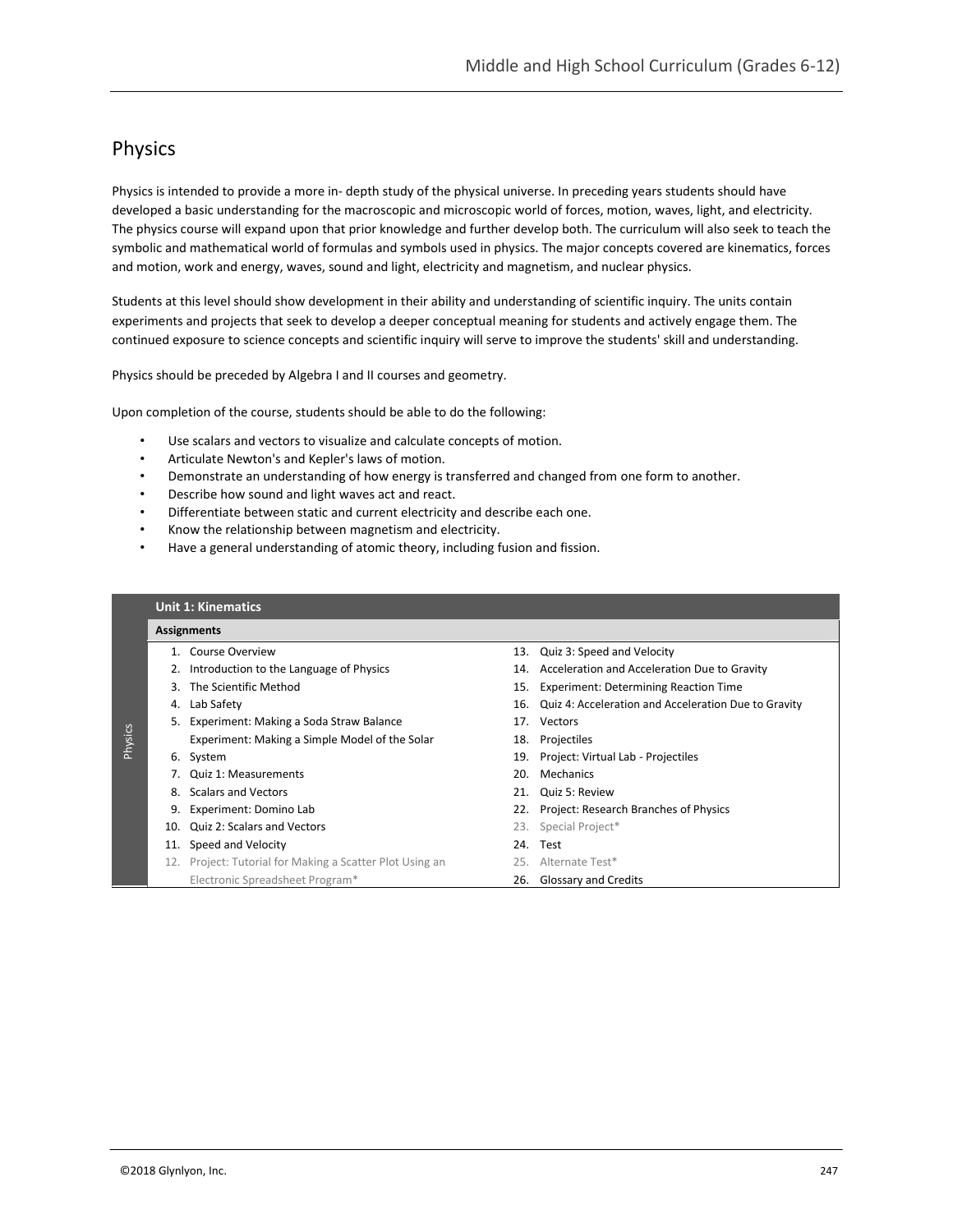## Physics

Physics is intended to provide a more in- depth study of the physical universe. In preceding years students should have developed a basic understanding for the macroscopic and microscopic world of forces, motion, waves, light, and electricity. The physics course will expand upon that prior knowledge and further develop both. The curriculum will also seek to teach the symbolic and mathematical world of formulas and symbols used in physics. The major concepts covered are kinematics, forces and motion, work and energy, waves, sound and light, electricity and magnetism, and nuclear physics.

Students at this level should show development in their ability and understanding of scientific inquiry. The units contain experiments and projects that seek to develop a deeper conceptual meaning for students and actively engage them. The continued exposure to science concepts and scientific inquiry will serve to improve the students' skill and understanding.

Physics should be preceded by Algebra I and II courses and geometry.

Upon completion of the course, students should be able to do the following:

- Use scalars and vectors to visualize and calculate concepts of motion.
- Articulate Newton's and Kepler's laws of motion.
- Demonstrate an understanding of how energy is transferred and changed from one form to another.
- Describe how sound and light waves act and react.
- Differentiate between static and current electricity and describe each one.
- Know the relationship between magnetism and electricity.
- Have a general understanding of atomic theory, including fusion and fission.

### Unit 1: Kinematics

**Assignments**

1. Course Overview
2. Introduction to the Language of Physics
3. The Scientific Method
4. Lab Safety
5. Experiment: Making a Soda Straw Balance
6. Experiment: Making a Simple Model of the Solar System
7. Quiz 1: Measurements
8. Scalars and Vectors
9. Experiment: Domino Lab
10. Quiz 2: Scalars and Vectors
11. Speed and Velocity
12. Project: Tutorial for Making a Scatter Plot Using an Electronic Spreadsheet Program*
13. Quiz 3: Speed and Velocity
14. Acceleration and Acceleration Due to Gravity
15. Experiment: Determining Reaction Time
16. Quiz 4: Acceleration and Acceleration Due to Gravity
17. Vectors
18. Projectiles
19. Project: Virtual Lab - Projectiles
20. Mechanics
21. Quiz 5: Review
22. Project: Research Branches of Physics
23. Special Project*
24. Test
25. Alternate Test*
26. Glossary and Credits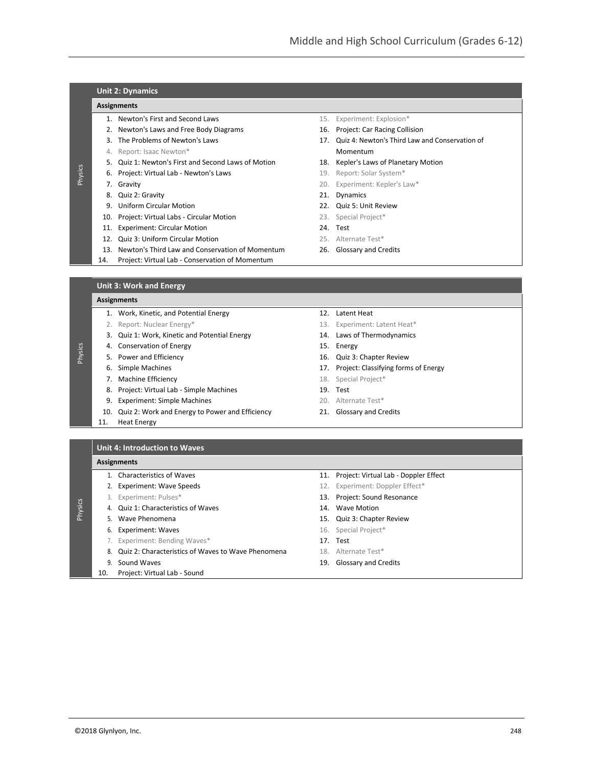## Unit 2: Dynamics

**Assignments**

1. Newton's First and Second Laws
2. Newton's Laws and Free Body Diagrams
3. The Problems of Newton's Laws
4. Report: Isaac Newton*
5. Quiz 1: Newton's First and Second Laws of Motion
6. Project: Virtual Lab - Newton's Laws
7. Gravity
8. Quiz 2: Gravity
9. Uniform Circular Motion
10. Project: Virtual Labs - Circular Motion
11. Experiment: Circular Motion
12. Quiz 3: Uniform Circular Motion
13. Newton's Third Law and Conservation of Momentum
14. Project: Virtual Lab - Conservation of Momentum
15. Experiment: Explosion*
16. Project: Car Racing Collision
17. Quiz 4: Newton's Third Law and Conservation of Momentum
18. Kepler's Laws of Planetary Motion
19. Report: Solar System*
20. Experiment: Kepler's Law*
21. Dynamics
22. Quiz 5: Unit Review
23. Special Project*
24. Test
25. Alternate Test*
26. Glossary and Credits

## Unit 3: Work and Energy

**Assignments**

1. Work, Kinetic, and Potential Energy
2. Report: Nuclear Energy*
3. Quiz 1: Work, Kinetic and Potential Energy
4. Conservation of Energy
5. Power and Efficiency
6. Simple Machines
7. Machine Efficiency
8. Project: Virtual Lab - Simple Machines
9. Experiment: Simple Machines
10. Quiz 2: Work and Energy to Power and Efficiency
11. Heat Energy
12. Latent Heat
13. Experiment: Latent Heat*
14. Laws of Thermodynamics
15. Energy
16. Quiz 3: Chapter Review
17. Project: Classifying forms of Energy
18. Special Project*
19. Test
20. Alternate Test*
21. Glossary and Credits

## Unit 4: Introduction to Waves

**Assignments**

1. Characteristics of Waves
2. Experiment: Wave Speeds
3. Experiment: Pulses*
4. Quiz 1: Characteristics of Waves
5. Wave Phenomena
6. Experiment: Waves
7. Experiment: Bending Waves*
8. Quiz 2: Characteristics of Waves to Wave Phenomena
9. Sound Waves
10. Project: Virtual Lab - Sound
11. Project: Virtual Lab - Doppler Effect
12. Experiment: Doppler Effect*
13. Project: Sound Resonance
14. Wave Motion
15. Quiz 3: Chapter Review
16. Special Project*
17. Test
18. Alternate Test*
19. Glossary and Credits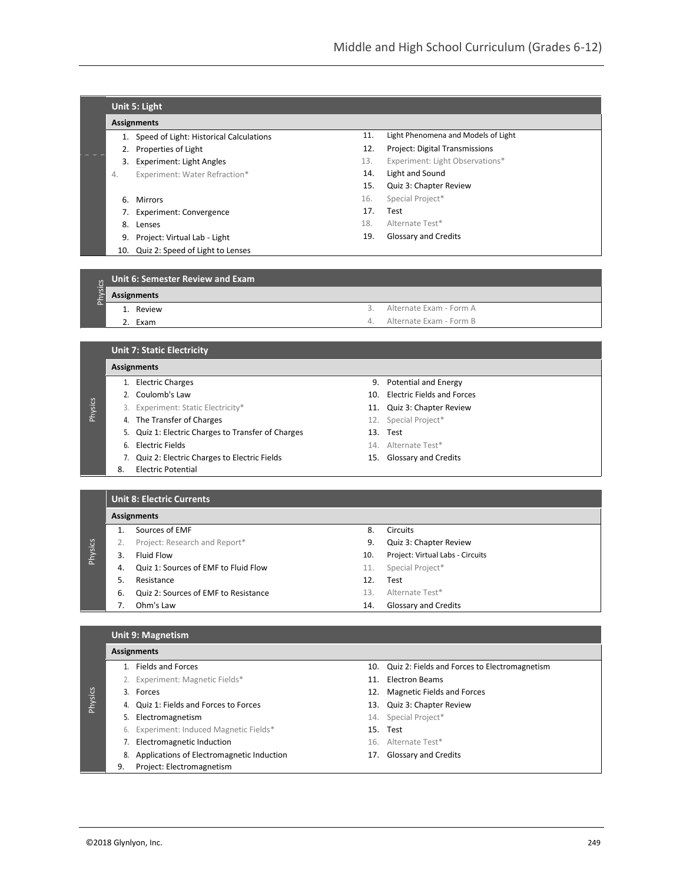## Unit 5: Light

**Assignments**

1. Speed of Light: Historical Calculations
2. Properties of Light
3. Experiment: Light Angles
4. Experiment: Water Refraction*
6. Mirrors
7. Experiment: Convergence
8. Lenses
9. Project: Virtual Lab - Light
10. Quiz 2: Speed of Light to Lenses
11. Light Phenomena and Models of Light
12. Project: Digital Transmissions
13. Experiment: Light Observations*
14. Light and Sound
15. Quiz 3: Chapter Review
16. Special Project*
17. Test
18. Alternate Test*
19. Glossary and Credits

## Unit 6: Semester Review and Exam

Physics

**Assignments**

1. Review
2. Exam
3. Alternate Exam - Form A
4. Alternate Exam - Form B

## Unit 7: Static Electricity

Physics

**Assignments**

1. Electric Charges
2. Coulomb's Law
3. Experiment: Static Electricity*
4. The Transfer of Charges
5. Quiz 1: Electric Charges to Transfer of Charges
6. Electric Fields
7. Quiz 2: Electric Charges to Electric Fields
8. Electric Potential
9. Potential and Energy
10. Electric Fields and Forces
11. Quiz 3: Chapter Review
12. Special Project*
13. Test
14. Alternate Test*
15. Glossary and Credits

## Unit 8: Electric Currents

Physics

**Assignments**

1. Sources of EMF
2. Project: Research and Report*
3. Fluid Flow
4. Quiz 1: Sources of EMF to Fluid Flow
5. Resistance
6. Quiz 2: Sources of EMF to Resistance
7. Ohm's Law
8. Circuits
9. Quiz 3: Chapter Review
10. Project: Virtual Labs - Circuits
11. Special Project*
12. Test
13. Alternate Test*
14. Glossary and Credits

## Unit 9: Magnetism

Physics

**Assignments**

1. Fields and Forces
2. Experiment: Magnetic Fields*
3. Forces
4. Quiz 1: Fields and Forces to Forces
5. Electromagnetism
6. Experiment: Induced Magnetic Fields*
7. Electromagnetic Induction
8. Applications of Electromagnetic Induction
9. Project: Electromagnetism
10. Quiz 2: Fields and Forces to Electromagnetism
11. Electron Beams
12. Magnetic Fields and Forces
13. Quiz 3: Chapter Review
14. Special Project*
15. Test
16. Alternate Test*
17. Glossary and Credits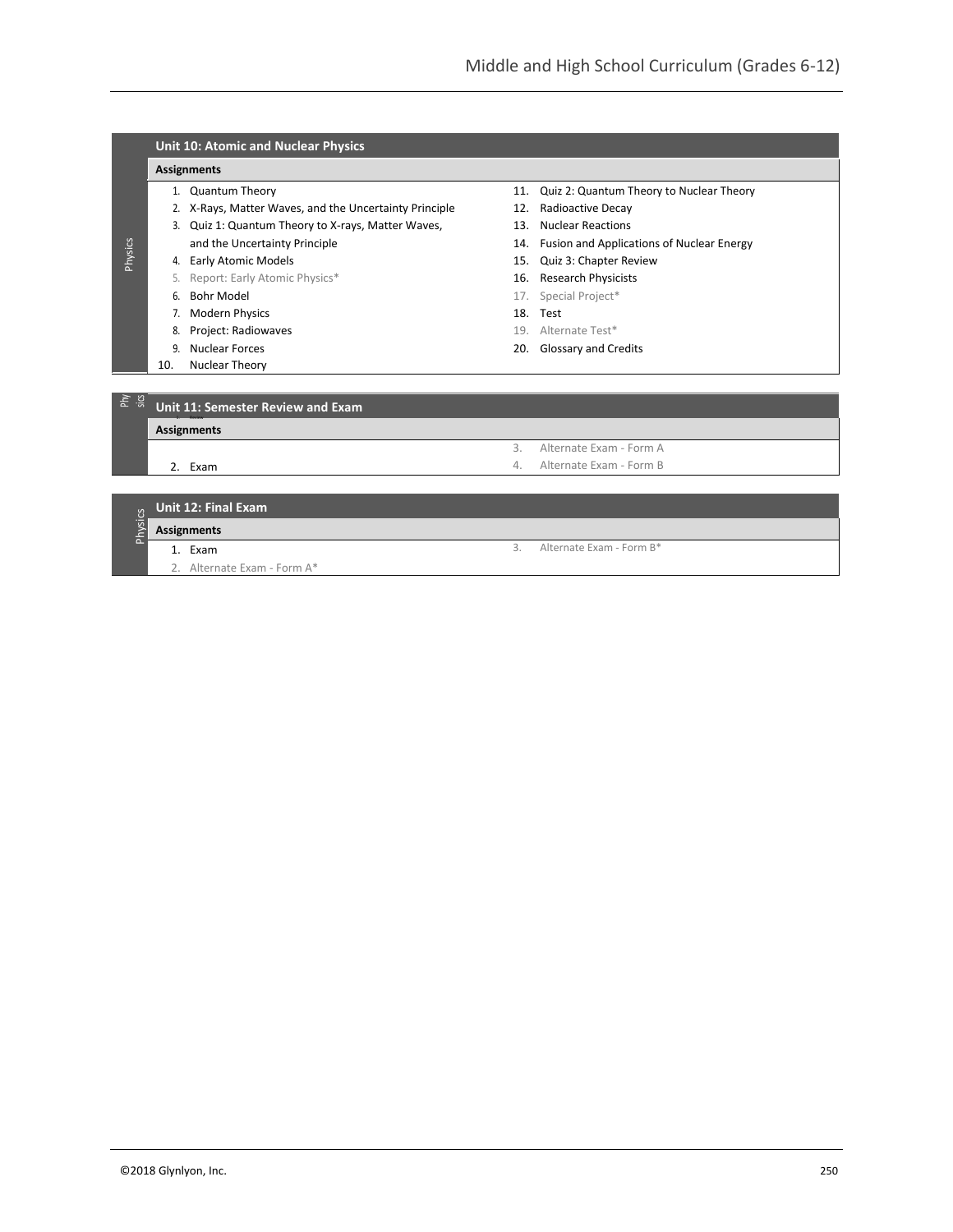## Unit 10: Atomic and Nuclear Physics

**Assignments**

1. Quantum Theory
2. X-Rays, Matter Waves, and the Uncertainty Principle
3. Quiz 1: Quantum Theory to X-rays, Matter Waves, and the Uncertainty Principle
4. Early Atomic Models
5. Report: Early Atomic Physics*
6. Bohr Model
7. Modern Physics
8. Project: Radiowaves
9. Nuclear Forces
10. Nuclear Theory
11. Quiz 2: Quantum Theory to Nuclear Theory
12. Radioactive Decay
13. Nuclear Reactions
14. Fusion and Applications of Nuclear Energy
15. Quiz 3: Chapter Review
16. Research Physicists
17. Special Project*
18. Test
19. Alternate Test*
20. Glossary and Credits

## Unit 11: Semester Review and Exam

**Assignments**

1. Review
2. Exam
3. Alternate Exam - Form A
4. Alternate Exam - Form B

## Unit 12: Final Exam

**Assignments**

1. Exam
2. Alternate Exam - Form A*
3. Alternate Exam - Form B*